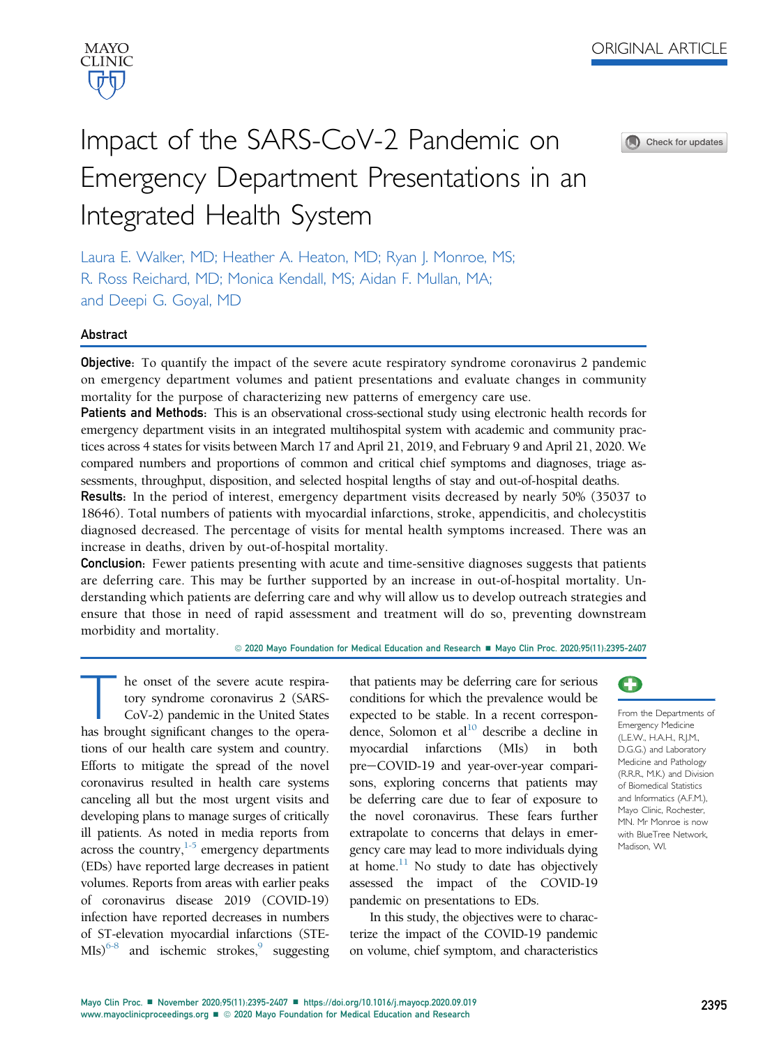ORIGINAL ARTICLE

# Impact of the SARS-CoV-2 Pandemic on Emergency Department Presentations in an Integrated Health System

Laura E. Walker, MD; Heather A. Heaton, MD; Ryan J. Monroe, MS; R. Ross Reichard, MD; Monica Kendall, MS; Aidan F. Mullan, MA; and Deepi G. Goyal, MD

## Abstract

**Objective:** To quantify the impact of the severe acute respiratory syndrome coronavirus 2 pandemic on emergency department volumes and patient presentations and evaluate changes in community mortality for the purpose of characterizing new patterns of emergency care use.

**Patients and Methods:** This is an observational cross-sectional study using electronic health records for emergency department visits in an integrated multihospital system with academic and community practices across 4 states for visits between March 17 and April 21, 2019, and February 9 and April 21, 2020. We compared numbers and proportions of common and critical chief symptoms and diagnoses, triage assessments, throughput, disposition, and selected hospital lengths of stay and out-of-hospital deaths.

**Results:** In the period of interest, emergency department visits decreased by nearly 50% (35037 to 18646). Total numbers of patients with myocardial infarctions, stroke, appendicitis, and cholecystitis diagnosed decreased. The percentage of visits for mental health symptoms increased. There was an increase in deaths, driven by out-of-hospital mortality.

**Conclusion:** Fewer patients presenting with acute and time-sensitive diagnoses suggests that patients are deferring care. This may be further supported by an increase in out-of-hospital mortality. Understanding which patients are deferring care and why will allow us to develop outreach strategies and ensure that those in need of rapid assessment and treatment will do so, preventing downstream morbidity and mortality.

© 2020 Mayo Foundation for Medical Education and Research ■ Mayo Clin Proc. 2020;95(11):2395-2407

From the Departments of Emergency Medicine (L.E.W., H.A.H., R.J.M., D.G.G.) and Laboratory Medicine and Pathology (R.R.R., M.K.) and Division of Biomedical Statistics and Informatics (A.F.M.), Mayo Clinic, Rochester, MN. Mr Monroe is now with BlueTree Network, Madison, WI.

The onset of the severe acute respiratory syndrome coronavirus 2 (SARS-CoV-2) pandemic in the United States has brought significant changes to the operations of our health care system and country. Efforts to mitigate the spread of the novel coronavirus resulted in health care systems canceling all but the most urgent visits and developing plans to manage surges of critically ill patients. As noted in media reports from across the country,[1-5] emergency departments (EDs) have reported large decreases in patient volumes. Reports from areas with earlier peaks of coronavirus disease 2019 (COVID-19) infection have reported decreases in numbers of ST-elevation myocardial infarctions (STEMIs)[6-8] and ischemic strokes,[9] suggesting that patients may be deferring care for serious conditions for which the prevalence would be expected to be stable. In a recent correspondence, Solomon et al[10] describe a decline in myocardial infarctions (MIs) in both pre−COVID-19 and year-over-year comparisons, exploring concerns that patients may be deferring care due to fear of exposure to the novel coronavirus. These fears further extrapolate to concerns that delays in emergency care may lead to more individuals dying at home.[11] No study to date has objectively assessed the impact of the COVID-19 pandemic on presentations to EDs.

In this study, the objectives were to characterize the impact of the COVID-19 pandemic on volume, chief symptom, and characteristics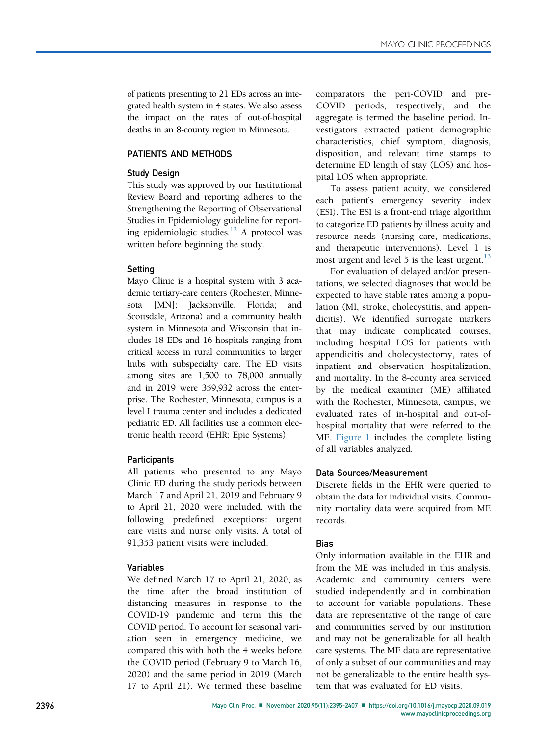of patients presenting to 21 EDs across an integrated health system in 4 states. We also assess the impact on the rates of out-of-hospital deaths in an 8-county region in Minnesota.

## PATIENTS AND METHODS

### Study Design

This study was approved by our Institutional Review Board and reporting adheres to the Strengthening the Reporting of Observational Studies in Epidemiology guideline for reporting epidemiologic studies.[12] A protocol was written before beginning the study.

### Setting

Mayo Clinic is a hospital system with 3 academic tertiary-care centers (Rochester, Minnesota [MN]; Jacksonville, Florida; and Scottsdale, Arizona) and a community health system in Minnesota and Wisconsin that includes 18 EDs and 16 hospitals ranging from critical access in rural communities to larger hubs with subspecialty care. The ED visits among sites are 1,500 to 78,000 annually and in 2019 were 359,932 across the enterprise. The Rochester, Minnesota, campus is a level I trauma center and includes a dedicated pediatric ED. All facilities use a common electronic health record (EHR; Epic Systems).

### Participants

All patients who presented to any Mayo Clinic ED during the study periods between March 17 and April 21, 2019 and February 9 to April 21, 2020 were included, with the following predefined exceptions: urgent care visits and nurse only visits. A total of 91,353 patient visits were included.

### Variables

We defined March 17 to April 21, 2020, as the time after the broad institution of distancing measures in response to the COVID-19 pandemic and term this the COVID period. To account for seasonal variation seen in emergency medicine, we compared this with both the 4 weeks before the COVID period (February 9 to March 16, 2020) and the same period in 2019 (March 17 to April 21). We termed these baseline comparators the peri-COVID and pre-COVID periods, respectively, and the aggregate is termed the baseline period. Investigators extracted patient demographic characteristics, chief symptom, diagnosis, disposition, and relevant time stamps to determine ED length of stay (LOS) and hospital LOS when appropriate.

To assess patient acuity, we considered each patient's emergency severity index (ESI). The ESI is a front-end triage algorithm to categorize ED patients by illness acuity and resource needs (nursing care, medications, and therapeutic interventions). Level 1 is most urgent and level 5 is the least urgent.[13]

For evaluation of delayed and/or presentations, we selected diagnoses that would be expected to have stable rates among a population (MI, stroke, cholecystitis, and appendicitis). We identified surrogate markers that may indicate complicated courses, including hospital LOS for patients with appendicitis and cholecystectomy, rates of inpatient and observation hospitalization, and mortality. In the 8-county area serviced by the medical examiner (ME) affiliated with the Rochester, Minnesota, campus, we evaluated rates of in-hospital and out-of-hospital mortality that were referred to the ME. Figure 1 includes the complete listing of all variables analyzed.

### Data Sources/Measurement

Discrete fields in the EHR were queried to obtain the data for individual visits. Community mortality data were acquired from ME records.

### Bias

Only information available in the EHR and from the ME was included in this analysis. Academic and community centers were studied independently and in combination to account for variable populations. These data are representative of the range of care and communities served by our institution and may not be generalizable for all health care systems. The ME data are representative of only a subset of our communities and may not be generalizable to the entire health system that was evaluated for ED visits.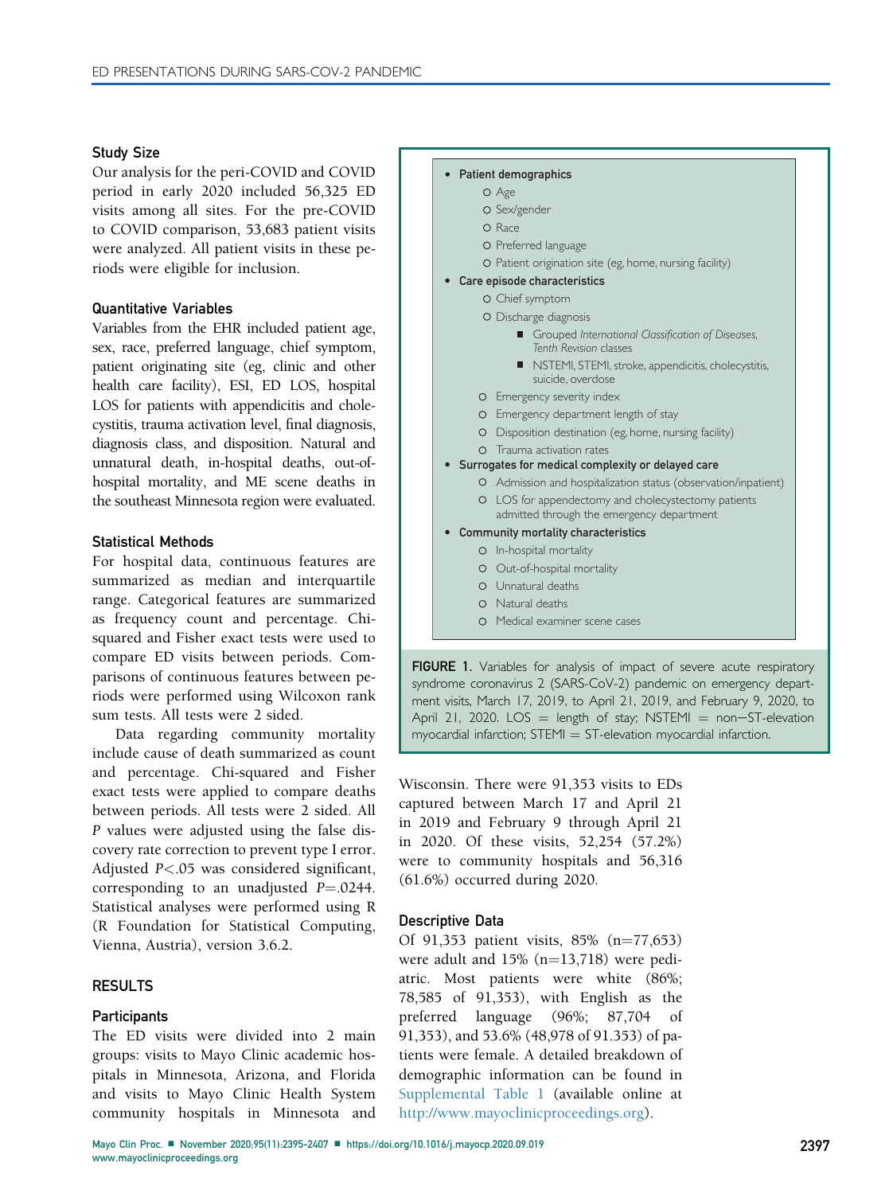### Study Size

Our analysis for the peri-COVID and COVID period in early 2020 included 56,325 ED visits among all sites. For the pre-COVID to COVID comparison, 53,683 patient visits were analyzed. All patient visits in these periods were eligible for inclusion.

### Quantitative Variables

Variables from the EHR included patient age, sex, race, preferred language, chief symptom, patient originating site (eg, clinic and other health care facility), ESI, ED LOS, hospital LOS for patients with appendicitis and cholecystitis, trauma activation level, final diagnosis, diagnosis class, and disposition. Natural and unnatural death, in-hospital deaths, out-of-hospital mortality, and ME scene deaths in the southeast Minnesota region were evaluated.

### Statistical Methods

For hospital data, continuous features are summarized as median and interquartile range. Categorical features are summarized as frequency count and percentage. Chi-squared and Fisher exact tests were used to compare ED visits between periods. Comparisons of continuous features between periods were performed using Wilcoxon rank sum tests. All tests were 2 sided.

Data regarding community mortality include cause of death summarized as count and percentage. Chi-squared and Fisher exact tests were applied to compare deaths between periods. All tests were 2 sided. All *P* values were adjusted using the false discovery rate correction to prevent type I error. Adjusted $P<.05$ was considered significant, corresponding to an unadjusted $P=.0244$. Statistical analyses were performed using R (R Foundation for Statistical Computing, Vienna, Austria), version 3.6.2.

- **Patient demographics**
  - Age
  - Sex/gender
  - Race
  - Preferred language
  - Patient origination site (eg, home, nursing facility)
- **Care episode characteristics**
  - Chief symptom
  - Discharge diagnosis
    - Grouped *International Classification of Diseases, Tenth Revision* classes
    - NSTEMI, STEMI, stroke, appendicitis, cholecystitis, suicide, overdose
  - Emergency severity index
  - Emergency department length of stay
  - Disposition destination (eg, home, nursing facility)
  - Trauma activation rates
- **Surrogates for medical complexity or delayed care**
  - Admission and hospitalization status (observation/inpatient)
  - LOS for appendectomy and cholecystectomy patients admitted through the emergency department
- **Community mortality characteristics**
  - In-hospital mortality
  - Out-of-hospital mortality
  - Unnatural deaths
  - Natural deaths
  - Medical examiner scene cases

**FIGURE 1.** Variables for analysis of impact of severe acute respiratory syndrome coronavirus 2 (SARS-CoV-2) pandemic on emergency department visits, March 17, 2019, to April 21, 2019, and February 9, 2020, to April 21, 2020. LOS = length of stay; NSTEMI = non–ST-elevation myocardial infarction; STEMI = ST-elevation myocardial infarction.

## RESULTS

### Participants

The ED visits were divided into 2 main groups: visits to Mayo Clinic academic hospitals in Minnesota, Arizona, and Florida and visits to Mayo Clinic Health System community hospitals in Minnesota and Wisconsin. There were 91,353 visits to EDs captured between March 17 and April 21 in 2019 and February 9 through April 21 in 2020. Of these visits, 52,254 (57.2%) were to community hospitals and 56,316 (61.6%) occurred during 2020.

### Descriptive Data

Of 91,353 patient visits, 85% (n=77,653) were adult and 15% (n=13,718) were pediatric. Most patients were white (86%; 78,585 of 91,353), with English as the preferred language (96%; 87,704 of 91,353), and 53.6% (48,978 of 91.353) of patients were female. A detailed breakdown of demographic information can be found in Supplemental Table 1 (available online at http://www.mayoclinicproceedings.org).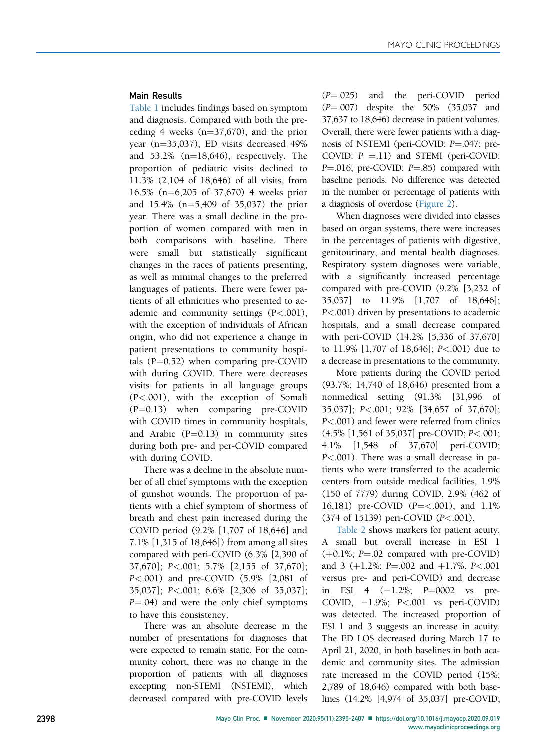## Main Results

Table 1 includes findings based on symptom and diagnosis. Compared with both the preceding 4 weeks (n=37,670), and the prior year (n=35,037), ED visits decreased 49% and 53.2% (n=18,646), respectively. The proportion of pediatric visits declined to 11.3% (2,104 of 18,646) of all visits, from 16.5% (n=6,205 of 37,670) 4 weeks prior and 15.4% (n=5,409 of 35,037) the prior year. There was a small decline in the proportion of women compared with men in both comparisons with baseline. There were small but statistically significant changes in the races of patients presenting, as well as minimal changes to the preferred languages of patients. There were fewer patients of all ethnicities who presented to academic and community settings (P<.001), with the exception of individuals of African origin, who did not experience a change in patient presentations to community hospitals (P=0.52) when comparing pre-COVID with during COVID. There were decreases visits for patients in all language groups (P<.001), with the exception of Somali (P=0.13) when comparing pre-COVID with COVID times in community hospitals, and Arabic (P=0.13) in community sites during both pre- and per-COVID compared with during COVID.

There was a decline in the absolute number of all chief symptoms with the exception of gunshot wounds. The proportion of patients with a chief symptom of shortness of breath and chest pain increased during the COVID period (9.2% [1,707 of 18,646] and 7.1% [1,315 of 18,646]) from among all sites compared with peri-COVID (6.3% [2,390 of 37,670]; *P*<.001; 5.7% [2,155 of 37,670]; *P*<.001) and pre-COVID (5.9% [2,081 of 35,037]; *P*<.001; 6.6% [2,306 of 35,037]; *P*=.04) and were the only chief symptoms to have this consistency.

There was an absolute decrease in the number of presentations for diagnoses that were expected to remain static. For the community cohort, there was no change in the proportion of patients with all diagnoses excepting non-STEMI (NSTEMI), which decreased compared with pre-COVID levels (*P*=.025) and the peri-COVID period (*P*=.007) despite the 50% (35,037 and 37,637 to 18,646) decrease in patient volumes. Overall, there were fewer patients with a diagnosis of NSTEMI (peri-COVID: *P*=.047; pre-COVID: *P* =.11) and STEMI (peri-COVID: *P*=.016; pre-COVID: *P*=.85) compared with baseline periods. No difference was detected in the number or percentage of patients with a diagnosis of overdose (Figure 2).

When diagnoses were divided into classes based on organ systems, there were increases in the percentages of patients with digestive, genitourinary, and mental health diagnoses. Respiratory system diagnoses were variable, with a significantly increased percentage compared with pre-COVID (9.2% [3,232 of 35,037] to 11.9% [1,707 of 18,646]; *P*<.001) driven by presentations to academic hospitals, and a small decrease compared with peri-COVID (14.2% [5,336 of 37,670] to 11.9% [1,707 of 18,646]; *P*<.001) due to a decrease in presentations to the community.

More patients during the COVID period (93.7%; 14,740 of 18,646) presented from a nonmedical setting (91.3% [31,996 of 35,037]; *P*<.001; 92% [34,657 of 37,670]; *P*<.001) and fewer were referred from clinics (4.5% [1,561 of 35,037] pre-COVID; *P*<.001; 4.1% [1,548 of 37,670] peri-COVID; *P*<.001). There was a small decrease in patients who were transferred to the academic centers from outside medical facilities, 1.9% (150 of 7779) during COVID, 2.9% (462 of 16,181) pre-COVID (*P*=<.001), and 1.1% (374 of 15139) peri-COVID (*P*<.001).

Table 2 shows markers for patient acuity. A small but overall increase in ESI 1 (+0.1%; *P*=.02 compared with pre-COVID) and 3 (+1.2%; *P*=.002 and +1.7%, *P*<.001 versus pre- and peri-COVID) and decrease in ESI 4 (−1.2%; *P*=0002 vs pre-COVID, −1.9%; *P*<.001 vs peri-COVID) was detected. The increased proportion of ESI 1 and 3 suggests an increase in acuity. The ED LOS decreased during March 17 to April 21, 2020, in both baselines in both academic and community sites. The admission rate increased in the COVID period (15%; 2,789 of 18,646) compared with both baselines (14.2% [4,974 of 35,037] pre-COVID;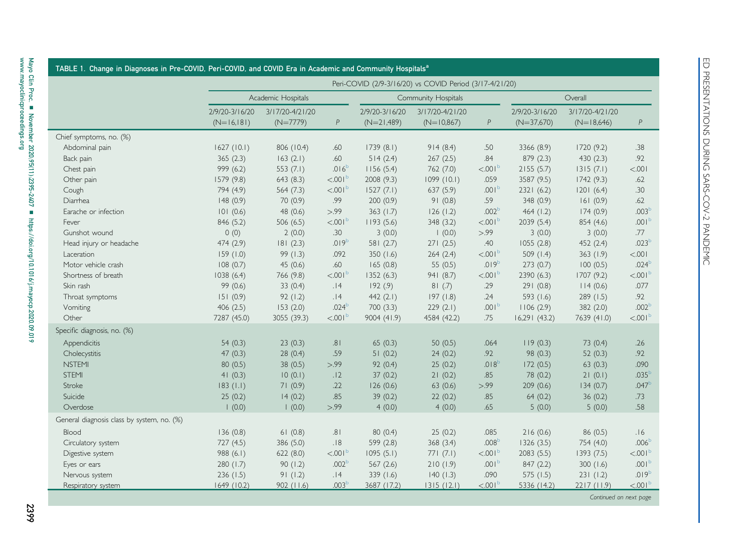**TABLE 1. Change in Diagnoses in Pre-COVID, Peri-COVID, and COVID Era in Academic and Community Hospitals[a]**

| | Peri-COVID (2/9-3/16/20) vs COVID Period (3/17-4/21/20) | | | | | | | | |
|---|---|---|---|---|---|---|---|---|---|
| | Academic Hospitals | | | Community Hospitals | | | Overall | | |
| | 2/9/20-3/16/20 (N=16,181) | 3/17/20-4/21/20 (N=7779) | *P* | 2/9/20-3/16/20 (N=21,489) | 3/17/20-4/21/20 (N=10,867) | *P* | 2/9/20-3/16/20 (N=37,670) | 3/17/20-4/21/20 (N=18,646) | *P* |
| **Chief symptoms, no. (%)** | | | | | | | | | |
| Abdominal pain | 1627 (10.1) | 806 (10.4) | .60 | 1739 (8.1) | 914 (8.4) | .50 | 3366 (8.9) | 1720 (9.2) | .38 |
| Back pain | 365 (2.3) | 163 (2.1) | .60 | 514 (2.4) | 267 (2.5) | .84 | 879 (2.3) | 430 (2.3) | .92 |
| Chest pain | 999 (6.2) | 553 (7.1) | .016[b] | 1156 (5.4) | 762 (7.0) | <.001[b] | 2155 (5.7) | 1315 (7.1) | <.001 |
| Other pain | 1579 (9.8) | 643 (8.3) | <.001[b] | 2008 (9.3) | 1099 (10.1) | .059 | 3587 (9.5) | 1742 (9.3) | .62 |
| Cough | 794 (4.9) | 564 (7.3) | <.001[b] | 1527 (7.1) | 637 (5.9) | .001[b] | 2321 (6.2) | 1201 (6.4) | .30 |
| Diarrhea | 148 (0.9) | 70 (0.9) | .99 | 200 (0.9) | 91 (0.8) | .59 | 348 (0.9) | 161 (0.9) | .62 |
| Earache or infection | 101 (0.6) | 48 (0.6) | >.99 | 363 (1.7) | 126 (1.2) | .002[b] | 464 (1.2) | 174 (0.9) | .003[b] |
| Fever | 846 (5.2) | 506 (6.5) | <.001[b] | 1193 (5.6) | 348 (3.2) | <.001[b] | 2039 (5.4) | 854 (4.6) | .001[b] |
| Gunshot wound | 0 (0) | 2 (0.0) | .30 | 3 (0.0) | 1 (0.0) | >.99 | 3 (0.0) | 3 (0.0) | .77 |
| Head injury or headache | 474 (2.9) | 181 (2.3) | .019[b] | 581 (2.7) | 271 (2.5) | .40 | 1055 (2.8) | 452 (2.4) | .023[b] |
| Laceration | 159 (1.0) | 99 (1.3) | .092 | 350 (1.6) | 264 (2.4) | <.001[b] | 509 (1.4) | 363 (1.9) | <.001 |
| Motor vehicle crash | 108 (0.7) | 45 (0.6) | .60 | 165 (0.8) | 55 (0.5) | .019[b] | 273 (0.7) | 100 (0.5) | .024[b] |
| Shortness of breath | 1038 (6.4) | 766 (9.8) | <.001[b] | 1352 (6.3) | 941 (8.7) | <.001[b] | 2390 (6.3) | 1707 (9.2) | <.001[b] |
| Skin rash | 99 (0.6) | 33 (0.4) | .14 | 192 (.9) | 81 (.7) | .29 | 291 (0.8) | 114 (0.6) | .077 |
| Throat symptoms | 151 (0.9) | 92 (1.2) | .14 | 442 (2.1) | 197 (1.8) | .24 | 593 (1.6) | 289 (1.5) | .92 |
| Vomiting | 406 (2.5) | 153 (2.0) | .024[b] | 700 (3.3) | 229 (2.1) | .001[b] | 1106 (2.9) | 382 (2.0) | .002[b] |
| Other | 7287 (45.0) | 3055 (39.3) | <.001[b] | 9004 (41.9) | 4584 (42.2) | .75 | 16,291 (43.2) | 7639 (41.0) | <.001[b] |
| **Specific diagnosis, no. (%)** | | | | | | | | | |
| Appendicitis | 54 (0.3) | 23 (0.3) | .81 | 65 (0.3) | 50 (0.5) | .064 | 119 (0.3) | 73 (0.4) | .26 |
| Cholecystitis | 47 (0.3) | 28 (0.4) | .59 | 51 (0.2) | 24 (0.2) | .92 | 98 (0.3) | 52 (0.3) | .92 |
| NSTEMI | 80 (0.5) | 38 (0.5) | >.99 | 92 (0.4) | 25 (0.2) | .018[b] | 172 (0.5) | 63 (0.3) | .090 |
| STEMI | 41 (0.3) | 10 (0.1) | .12 | 37 (0.2) | 21 (0.2) | .85 | 78 (0.2) | 21 (0.1) | .035[b] |
| Stroke | 183 (1.1) | 71 (0.9) | .22 | 126 (0.6) | 63 (0.6) | >.99 | 209 (0.6) | 134 (0.7) | .047[b] |
| Suicide | 25 (0.2) | 14 (0.2) | .85 | 39 (0.2) | 22 (0.2) | .85 | 64 (0.2) | 36 (0.2) | .73 |
| Overdose | 1 (0.0) | 1 (0.0) | >.99 | 4 (0.0) | 4 (0.0) | .65 | 5 (0.0) | 5 (0.0) | .58 |
| **General diagnosis class by system, no. (%)** | | | | | | | | | |
| Blood | 136 (0.8) | 61 (0.8) | .81 | 80 (0.4) | 25 (0.2) | .085 | 216 (0.6) | 86 (0.5) | .16 |
| Circulatory system | 727 (4.5) | 386 (5.0) | .18 | 599 (2.8) | 368 (3.4) | .008[b] | 1326 (3.5) | 754 (4.0) | .006[b] |
| Digestive system | 988 (6.1) | 622 (8.0) | <.001[b] | 1095 (5.1) | 771 (7.1) | <.001[b] | 2083 (5.5) | 1393 (7.5) | <.001[b] |
| Eyes or ears | 280 (1.7) | 90 (1.2) | .002[b] | 567 (2.6) | 210 (1.9) | .001[b] | 847 (2.2) | 300 (1.6) | .001[b] |
| Nervous system | 236 (1.5) | 91 (1.2) | .14 | 339 (1.6) | 140 (1.3) | .090 | 575 (1.5) | 231 (1.2) | .019[b] |
| Respiratory system | 1649 (10.2) | 902 (11.6) | .003[b] | 3687 (17.2) | 1315 (12.1) | <.001[b] | 5336 (14.2) | 2217 (11.9) | <.001[b] |

*Continued on next page*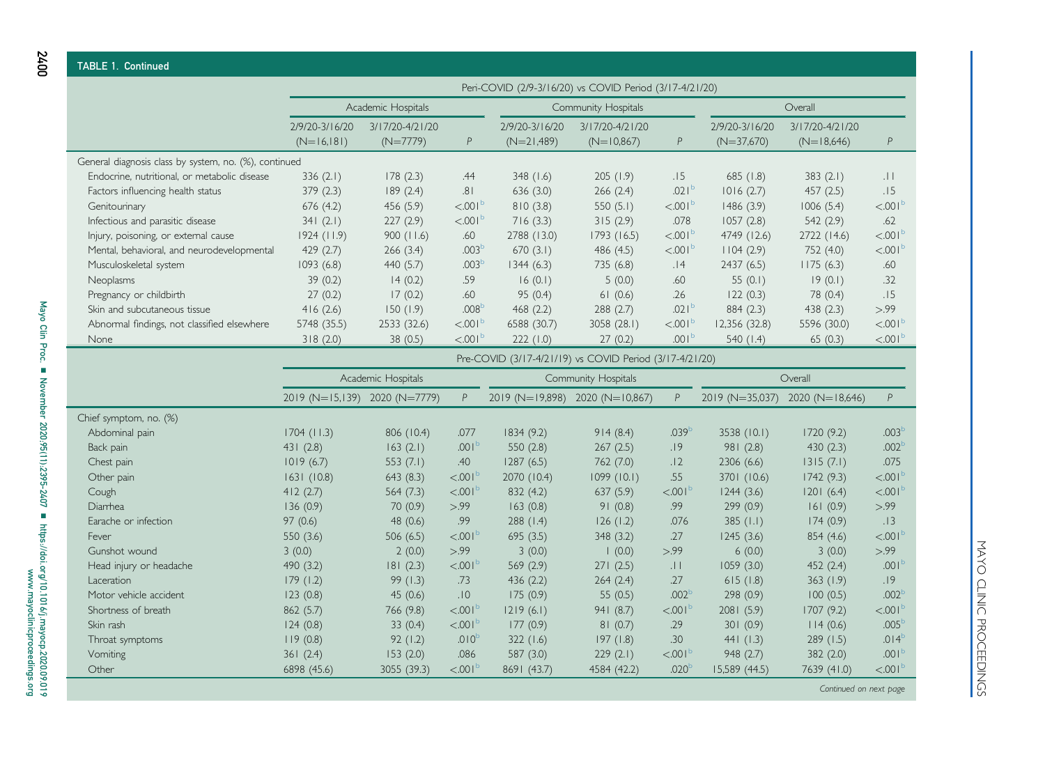**TABLE 1. Continued**

| | Peri-COVID (2/9-3/16/20) vs COVID Period (3/17-4/21/20) | | | | | | | | |
|---|---|---|---|---|---|---|---|---|---|
| | Academic Hospitals | | | Community Hospitals | | | Overall | | |
| | 2/9/20-3/16/20 (N=16,181) | 3/17/20-4/21/20 (N=7779) | P | 2/9/20-3/16/20 (N=21,489) | 3/17/20-4/21/20 (N=10,867) | P | 2/9/20-3/16/20 (N=37,670) | 3/17/20-4/21/20 (N=18,646) | P |
| General diagnosis class by system, no. (%), continued | | | | | | | | | |
| Endocrine, nutritional, or metabolic disease | 336 (2.1) | 178 (2.3) | .44 | 348 (1.6) | 205 (1.9) | .15 | 685 (1.8) | 383 (2.1) | .11 |
| Factors influencing health status | 379 (2.3) | 189 (2.4) | .81 | 636 (3.0) | 266 (2.4) | .021[b] | 1016 (2.7) | 457 (2.5) | .15 |
| Genitourinary | 676 (4.2) | 456 (5.9) | <.001[b] | 810 (3.8) | 550 (5.1) | <.001[b] | 1486 (3.9) | 1006 (5.4) | <.001[b] |
| Infectious and parasitic disease | 341 (2.1) | 227 (2.9) | <.001[b] | 716 (3.3) | 315 (2.9) | .078 | 1057 (2.8) | 542 (2.9) | .62 |
| Injury, poisoning, or external cause | 1924 (11.9) | 900 (11.6) | .60 | 2788 (13.0) | 1793 (16.5) | <.001[b] | 4749 (12.6) | 2722 (14.6) | <.001[b] |
| Mental, behavioral, and neurodevelopmental | 429 (2.7) | 266 (3.4) | .003[b] | 670 (3.1) | 486 (4.5) | <.001[b] | 1104 (2.9) | 752 (4.0) | <.001[b] |
| Musculoskeletal system | 1093 (6.8) | 440 (5.7) | .003[b] | 1344 (6.3) | 735 (6.8) | .14 | 2437 (6.5) | 1175 (6.3) | .60 |
| Neoplasms | 39 (0.2) | 14 (0.2) | .59 | 16 (0.1) | 5 (0.0) | .60 | 55 (0.1) | 19 (0.1) | .32 |
| Pregnancy or childbirth | 27 (0.2) | 17 (0.2) | .60 | 95 (0.4) | 61 (0.6) | .26 | 122 (0.3) | 78 (0.4) | .15 |
| Skin and subcutaneous tissue | 416 (2.6) | 150 (1.9) | .008[b] | 468 (2.2) | 288 (2.7) | .021[b] | 884 (2.3) | 438 (2.3) | >.99 |
| Abnormal findings, not classified elsewhere | 5748 (35.5) | 2533 (32.6) | <.001[b] | 6588 (30.7) | 3058 (28.1) | <.001[b] | 12,356 (32.8) | 5596 (30.0) | <.001[b] |
| None | 318 (2.0) | 38 (0.5) | <.001[b] | 222 (1.0) | 27 (0.2) | .001[b] | 540 (1.4) | 65 (0.3) | <.001[b] |

| | Pre-COVID (3/17-4/21/19) vs COVID Period (3/17-4/21/20) | | | | | | | | |
|---|---|---|---|---|---|---|---|---|---|
| | Academic Hospitals | | | Community Hospitals | | | Overall | | |
| | 2019 (N=15,139) | 2020 (N=7779) | P | 2019 (N=19,898) | 2020 (N=10,867) | P | 2019 (N=35,037) | 2020 (N=18,646) | P |
| Chief symptom, no. (%) | | | | | | | | | |
| Abdominal pain | 1704 (11.3) | 806 (10.4) | .077 | 1834 (9.2) | 914 (8.4) | .039[b] | 3538 (10.1) | 1720 (9.2) | .003[b] |
| Back pain | 431 (2.8) | 163 (2.1) | .001[b] | 550 (2.8) | 267 (2.5) | .19 | 981 (2.8) | 430 (2.3) | .002[b] |
| Chest pain | 1019 (6.7) | 553 (7.1) | .40 | 1287 (6.5) | 762 (7.0) | .12 | 2306 (6.6) | 1315 (7.1) | .075 |
| Other pain | 1631 (10.8) | 643 (8.3) | <.001[b] | 2070 (10.4) | 1099 (10.1) | .55 | 3701 (10.6) | 1742 (9.3) | <.001[b] |
| Cough | 412 (2.7) | 564 (7.3) | <.001[b] | 832 (4.2) | 637 (5.9) | <.001[b] | 1244 (3.6) | 1201 (6.4) | <.001[b] |
| Diarrhea | 136 (0.9) | 70 (0.9) | >.99 | 163 (0.8) | 91 (0.8) | .99 | 299 (0.9) | 161 (0.9) | >.99 |
| Earache or infection | 97 (0.6) | 48 (0.6) | .99 | 288 (1.4) | 126 (1.2) | .076 | 385 (1.1) | 174 (0.9) | .13 |
| Fever | 550 (3.6) | 506 (6.5) | <.001[b] | 695 (3.5) | 348 (3.2) | .27 | 1245 (3.6) | 854 (4.6) | <.001[b] |
| Gunshot wound | 3 (0.0) | 2 (0.0) | >.99 | 3 (0.0) | 1 (0.0) | >.99 | 6 (0.0) | 3 (0.0) | >.99 |
| Head injury or headache | 490 (3.2) | 181 (2.3) | <.001[b] | 569 (2.9) | 271 (2.5) | .11 | 1059 (3.0) | 452 (2.4) | .001[b] |
| Laceration | 179 (1.2) | 99 (1.3) | .73 | 436 (2.2) | 264 (2.4) | .27 | 615 (1.8) | 363 (1.9) | .19 |
| Motor vehicle accident | 123 (0.8) | 45 (0.6) | .10 | 175 (0.9) | 55 (0.5) | .002[b] | 298 (0.9) | 100 (0.5) | .002[b] |
| Shortness of breath | 862 (5.7) | 766 (9.8) | <.001[b] | 1219 (6.1) | 941 (8.7) | <.001[b] | 2081 (5.9) | 1707 (9.2) | <.001[b] |
| Skin rash | 124 (0.8) | 33 (0.4) | <.001[b] | 177 (0.9) | 81 (0.7) | .29 | 301 (0.9) | 114 (0.6) | .005[b] |
| Throat symptoms | 119 (0.8) | 92 (1.2) | .010[b] | 322 (1.6) | 197 (1.8) | .30 | 441 (1.3) | 289 (1.5) | .014[b] |
| Vomiting | 361 (2.4) | 153 (2.0) | .086 | 587 (3.0) | 229 (2.1) | <.001[b] | 948 (2.7) | 382 (2.0) | .001[b] |
| Other | 6898 (45.6) | 3055 (39.3) | <.001[b] | 8691 (43.7) | 4584 (42.2) | .020[b] | 15,589 (44.5) | 7639 (41.0) | <.001[b] |

*Continued on next page*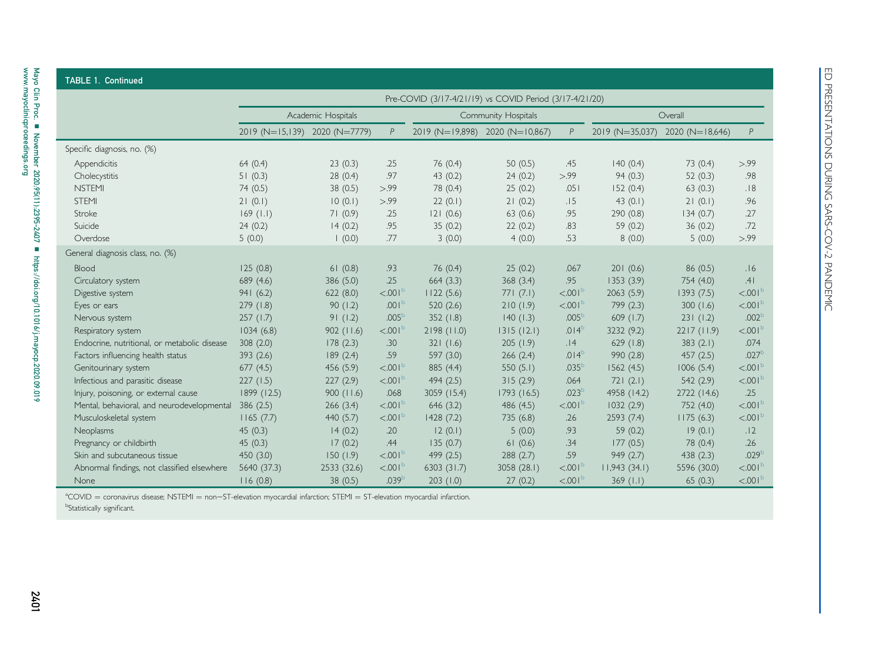**TABLE 1. Continued**

| | Pre-COVID (3/17-4/21/19) vs COVID Period (3/17-4/21/20) | | | | | | | | |
|---|---|---|---|---|---|---|---|---|---|
| | Academic Hospitals | | | Community Hospitals | | | Overall | | |
| | 2019 (N=15,139) | 2020 (N=7779) | P | 2019 (N=19,898) | 2020 (N=10,867) | P | 2019 (N=35,037) | 2020 (N=18,646) | P |
| Specific diagnosis, no. (%) | | | | | | | | | |
| Appendicitis | 64 (0.4) | 23 (0.3) | .25 | 76 (0.4) | 50 (0.5) | .45 | 140 (0.4) | 73 (0.4) | >.99 |
| Cholecystitis | 51 (0.3) | 28 (0.4) | .97 | 43 (0.2) | 24 (0.2) | >.99 | 94 (0.3) | 52 (0.3) | .98 |
| NSTEMI | 74 (0.5) | 38 (0.5) | >.99 | 78 (0.4) | 25 (0.2) | .051 | 152 (0.4) | 63 (0.3) | .18 |
| STEMI | 21 (0.1) | 10 (0.1) | >.99 | 22 (0.1) | 21 (0.2) | .15 | 43 (0.1) | 21 (0.1) | .96 |
| Stroke | 169 (1.1) | 71 (0.9) | .25 | 121 (0.6) | 63 (0.6) | .95 | 290 (0.8) | 134 (0.7) | .27 |
| Suicide | 24 (0.2) | 14 (0.2) | .95 | 35 (0.2) | 22 (0.2) | .83 | 59 (0.2) | 36 (0.2) | .72 |
| Overdose | 5 (0.0) | 1 (0.0) | .77 | 3 (0.0) | 4 (0.0) | .53 | 8 (0.0) | 5 (0.0) | >.99 |
| General diagnosis class, no. (%) | | | | | | | | | |
| Blood | 125 (0.8) | 61 (0.8) | .93 | 76 (0.4) | 25 (0.2) | .067 | 201 (0.6) | 86 (0.5) | .16 |
| Circulatory system | 689 (4.6) | 386 (5.0) | .25 | 664 (3.3) | 368 (3.4) | .95 | 1353 (3.9) | 754 (4.0) | .41 |
| Digestive system | 941 (6.2) | 622 (8.0) | <.001[b] | 1122 (5.6) | 771 (7.1) | <.001[b] | 2063 (5.9) | 1393 (7.5) | <.001[b] |
| Eyes or ears | 279 (1.8) | 90 (1.2) | .001[b] | 520 (2.6) | 210 (1.9) | <.001[b] | 799 (2.3) | 300 (1.6) | <.001[b] |
| Nervous system | 257 (1.7) | 91 (1.2) | .005[b] | 352 (1.8) | 140 (1.3) | .005[b] | 609 (1.7) | 231 (1.2) | .002[b] |
| Respiratory system | 1034 (6.8) | 902 (11.6) | <.001[b] | 2198 (11.0) | 1315 (12.1) | .014[b] | 3232 (9.2) | 2217 (11.9) | <.001[b] |
| Endocrine, nutritional, or metabolic disease | 308 (2.0) | 178 (2.3) | .30 | 321 (1.6) | 205 (1.9) | .14 | 629 (1.8) | 383 (2.1) | .074 |
| Factors influencing health status | 393 (2.6) | 189 (2.4) | .59 | 597 (3.0) | 266 (2.4) | .014[b] | 990 (2.8) | 457 (2.5) | .027[b] |
| Genitourinary system | 677 (4.5) | 456 (5.9) | <.001[b] | 885 (4.4) | 550 (5.1) | .035[b] | 1562 (4.5) | 1006 (5.4) | <.001[b] |
| Infectious and parasitic disease | 227 (1.5) | 227 (2.9) | <.001[b] | 494 (2.5) | 315 (2.9) | .064 | 721 (2.1) | 542 (2.9) | <.001[b] |
| Injury, poisoning, or external cause | 1899 (12.5) | 900 (11.6) | .068 | 3059 (15.4) | 1793 (16.5) | .023[b] | 4958 (14.2) | 2722 (14.6) | .25 |
| Mental, behavioral, and neurodevelopmental | 386 (2.5) | 266 (3.4) | <.001[b] | 646 (3.2) | 486 (4.5) | <.001[b] | 1032 (2.9) | 752 (4.0) | <.001[b] |
| Musculoskeletal system | 1165 (7.7) | 440 (5.7) | <.001[b] | 1428 (7.2) | 735 (6.8) | .26 | 2593 (7.4) | 1175 (6.3) | <.001[b] |
| Neoplasms | 45 (0.3) | 14 (0.2) | .20 | 12 (0.1) | 5 (0.0) | .93 | 59 (0.2) | 19 (0.1) | .12 |
| Pregnancy or childbirth | 45 (0.3) | 17 (0.2) | .44 | 135 (0.7) | 61 (0.6) | .34 | 177 (0.5) | 78 (0.4) | .26 |
| Skin and subcutaneous tissue | 450 (3.0) | 150 (1.9) | <.001[b] | 499 (2.5) | 288 (2.7) | .59 | 949 (2.7) | 438 (2.3) | .029[b] |
| Abnormal findings, not classified elsewhere | 5640 (37.3) | 2533 (32.6) | <.001[b] | 6303 (31.7) | 3058 (28.1) | <.001[b] | 11,943 (34.1) | 5596 (30.0) | <.001[b] |
| None | 116 (0.8) | 38 (0.5) | .039[b] | 203 (1.0) | 27 (0.2) | <.001[b] | 369 (1.1) | 65 (0.3) | <.001[b] |

[a]COVID = coronavirus disease; NSTEMI = non−ST-elevation myocardial infarction; STEMI = ST-elevation myocardial infarction.
[b]Statistically significant.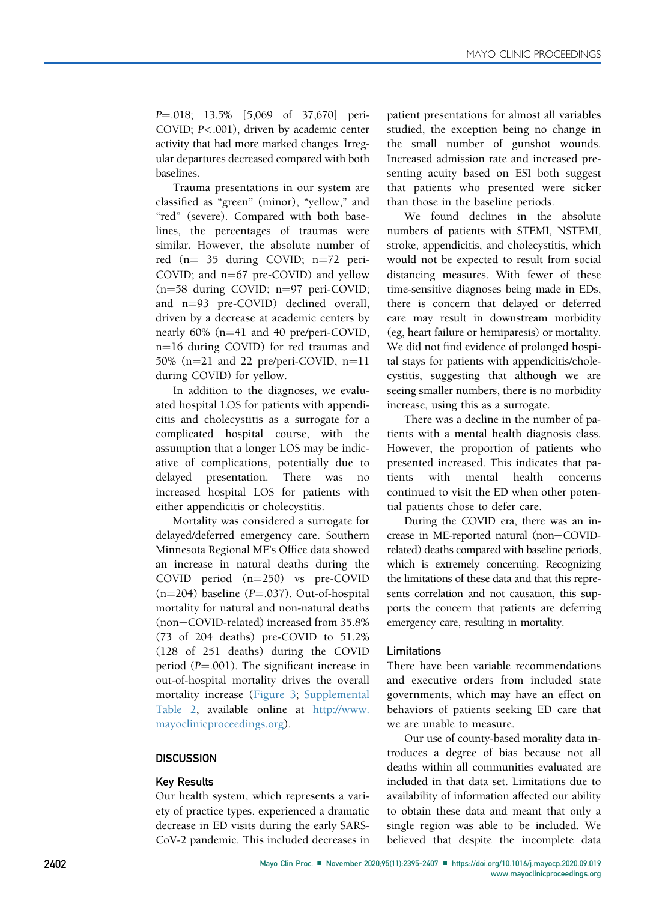P=.018; 13.5% [5,069 of 37,670] peri-COVID; P<.001), driven by academic center activity that had more marked changes. Irregular departures decreased compared with both baselines.

Trauma presentations in our system are classified as "green" (minor), "yellow," and "red" (severe). Compared with both baselines, the percentages of traumas were similar. However, the absolute number of red (n= 35 during COVID; n=72 peri-COVID; and n=67 pre-COVID) and yellow (n=58 during COVID; n=97 peri-COVID; and n=93 pre-COVID) declined overall, driven by a decrease at academic centers by nearly 60% (n=41 and 40 pre/peri-COVID, n=16 during COVID) for red traumas and 50% (n=21 and 22 pre/peri-COVID, n=11 during COVID) for yellow.

In addition to the diagnoses, we evaluated hospital LOS for patients with appendicitis and cholecystitis as a surrogate for a complicated hospital course, with the assumption that a longer LOS may be indicative of complications, potentially due to delayed presentation. There was no increased hospital LOS for patients with either appendicitis or cholecystitis.

Mortality was considered a surrogate for delayed/deferred emergency care. Southern Minnesota Regional ME's Office data showed an increase in natural deaths during the COVID period (n=250) vs pre-COVID (n=204) baseline (P=.037). Out-of-hospital mortality for natural and non-natural deaths (non−COVID-related) increased from 35.8% (73 of 204 deaths) pre-COVID to 51.2% (128 of 251 deaths) during the COVID period (P=.001). The significant increase in out-of-hospital mortality drives the overall mortality increase (Figure 3; Supplemental Table 2, available online at http://www.mayoclinicproceedings.org).

## DISCUSSION

### Key Results

Our health system, which represents a variety of practice types, experienced a dramatic decrease in ED visits during the early SARS-CoV-2 pandemic. This included decreases in patient presentations for almost all variables studied, the exception being no change in the small number of gunshot wounds. Increased admission rate and increased presenting acuity based on ESI both suggest that patients who presented were sicker than those in the baseline periods.

We found declines in the absolute numbers of patients with STEMI, NSTEMI, stroke, appendicitis, and cholecystitis, which would not be expected to result from social distancing measures. With fewer of these time-sensitive diagnoses being made in EDs, there is concern that delayed or deferred care may result in downstream morbidity (eg, heart failure or hemiparesis) or mortality. We did not find evidence of prolonged hospital stays for patients with appendicitis/cholecystitis, suggesting that although we are seeing smaller numbers, there is no morbidity increase, using this as a surrogate.

There was a decline in the number of patients with a mental health diagnosis class. However, the proportion of patients who presented increased. This indicates that patients with mental health concerns continued to visit the ED when other potential patients chose to defer care.

During the COVID era, there was an increase in ME-reported natural (non−COVID-related) deaths compared with baseline periods, which is extremely concerning. Recognizing the limitations of these data and that this represents correlation and not causation, this supports the concern that patients are deferring emergency care, resulting in mortality.

### Limitations

There have been variable recommendations and executive orders from included state governments, which may have an effect on behaviors of patients seeking ED care that we are unable to measure.

Our use of county-based morality data introduces a degree of bias because not all deaths within all communities evaluated are included in that data set. Limitations due to availability of information affected our ability to obtain these data and meant that only a single region was able to be included. We believed that despite the incomplete data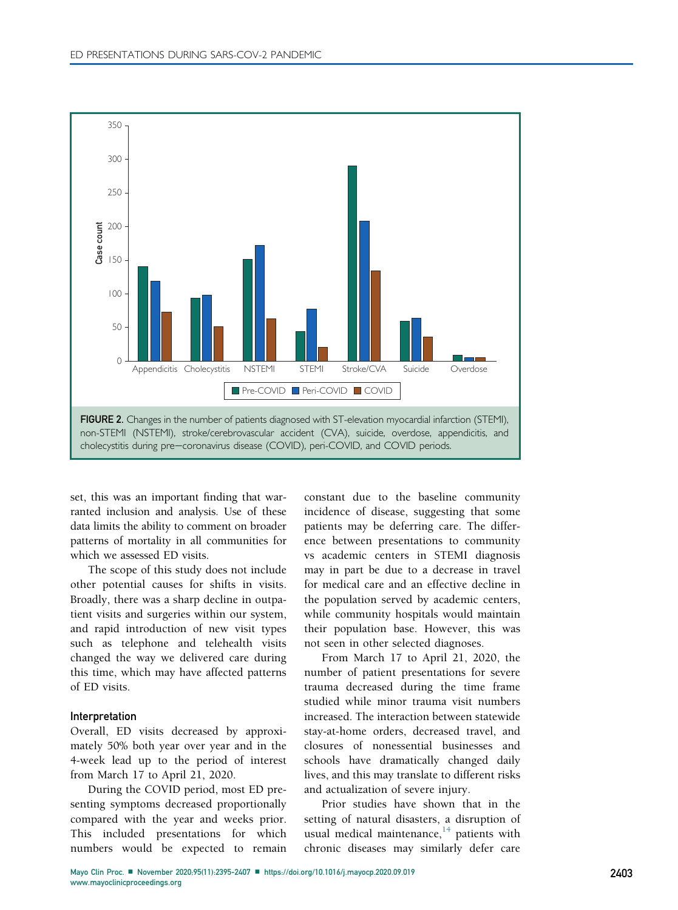FIGURE 2. Changes in the number of patients diagnosed with ST-elevation myocardial infarction (STEMI), non-STEMI (NSTEMI), stroke/cerebrovascular accident (CVA), suicide, overdose, appendicitis, and cholecystitis during pre–coronavirus disease (COVID), peri-COVID, and COVID periods.

set, this was an important finding that warranted inclusion and analysis. Use of these data limits the ability to comment on broader patterns of mortality in all communities for which we assessed ED visits.

The scope of this study does not include other potential causes for shifts in visits. Broadly, there was a sharp decline in outpatient visits and surgeries within our system, and rapid introduction of new visit types such as telephone and telehealth visits changed the way we delivered care during this time, which may have affected patterns of ED visits.

### Interpretation

Overall, ED visits decreased by approximately 50% both year over year and in the 4-week lead up to the period of interest from March 17 to April 21, 2020.

During the COVID period, most ED presenting symptoms decreased proportionally compared with the year and weeks prior. This included presentations for which numbers would be expected to remain constant due to the baseline community incidence of disease, suggesting that some patients may be deferring care. The difference between presentations to community vs academic centers in STEMI diagnosis may in part be due to a decrease in travel for medical care and an effective decline in the population served by academic centers, while community hospitals would maintain their population base. However, this was not seen in other selected diagnoses.

From March 17 to April 21, 2020, the number of patient presentations for severe trauma decreased during the time frame studied while minor trauma visit numbers increased. The interaction between statewide stay-at-home orders, decreased travel, and closures of nonessential businesses and schools have dramatically changed daily lives, and this may translate to different risks and actualization of severe injury.

Prior studies have shown that in the setting of natural disasters, a disruption of usual medical maintenance,[14] patients with chronic diseases may similarly defer care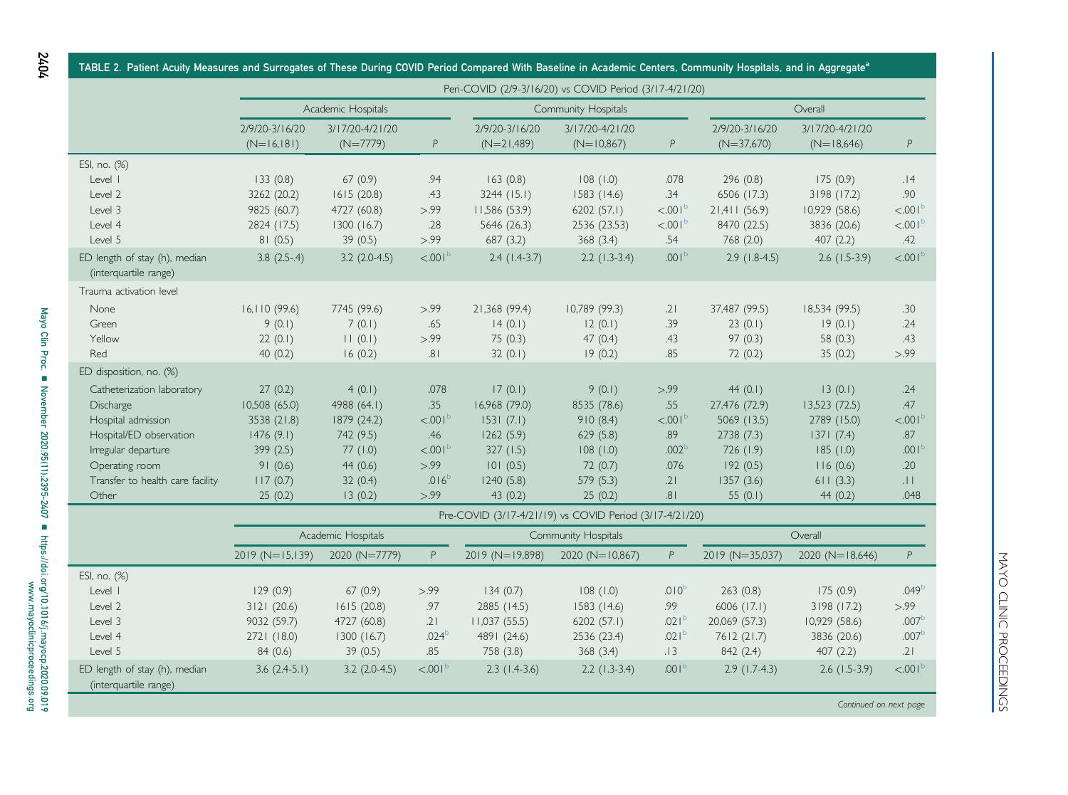TABLE 2. Patient Acuity Measures and Surrogates of These During COVID Period Compared With Baseline in Academic Centers, Community Hospitals, and in Aggregate[a]

| | Peri-COVID (2/9-3/16/20) vs COVID Period (3/17-4/21/20) | | | | | | | | |
|---|---|---|---|---|---|---|---|---|---|
| | Academic Hospitals | | | Community Hospitals | | | Overall | | |
| | 2/9/20-3/16/20 (N=16,181) | 3/17/20-4/21/20 (N=7779) | P | 2/9/20-3/16/20 (N=21,489) | 3/17/20-4/21/20 (N=10,867) | P | 2/9/20-3/16/20 (N=37,670) | 3/17/20-4/21/20 (N=18,646) | P |
| ESI, no. (%) | | | | | | | | | |
| Level 1 | 133 (0.8) | 67 (0.9) | .94 | 163 (0.8) | 108 (1.0) | .078 | 296 (0.8) | 175 (0.9) | .14 |
| Level 2 | 3262 (20.2) | 1615 (20.8) | .43 | 3244 (15.1) | 1583 (14.6) | .34 | 6506 (17.3) | 3198 (17.2) | .90 |
| Level 3 | 9825 (60.7) | 4727 (60.8) | >.99 | 11,586 (53.9) | 6202 (57.1) | <.001[b] | 21,411 (56.9) | 10,929 (58.6) | <.001[b] |
| Level 4 | 2824 (17.5) | 1300 (16.7) | .28 | 5646 (26.3) | 2536 (23.53) | <.001[b] | 8470 (22.5) | 3836 (20.6) | <.001[b] |
| Level 5 | 81 (0.5) | 39 (0.5) | >.99 | 687 (3.2) | 368 (3.4) | .54 | 768 (2.0) | 407 (2.2) | .42 |
| ED length of stay (h), median (interquartile range) | 3.8 (2.5-.4) | 3.2 (2.0-4.5) | <.001[b] | 2.4 (1.4-3.7) | 2.2 (1.3-3.4) | .001[b] | 2.9 (1.8-4.5) | 2.6 (1.5-3.9) | <.001[b] |
| Trauma activation level | | | | | | | | | |
| None | 16,110 (99.6) | 7745 (99.6) | >.99 | 21,368 (99.4) | 10,789 (99.3) | .21 | 37,487 (99.5) | 18,534 (99.5) | .30 |
| Green | 9 (0.1) | 7 (0.1) | .65 | 14 (0.1) | 12 (0.1) | .39 | 23 (0.1) | 19 (0.1) | .24 |
| Yellow | 22 (0.1) | 11 (0.1) | >.99 | 75 (0.3) | 47 (0.4) | .43 | 97 (0.3) | 58 (0.3) | .43 |
| Red | 40 (0.2) | 16 (0.2) | .81 | 32 (0.1) | 19 (0.2) | .85 | 72 (0.2) | 35 (0.2) | >.99 |
| ED disposition, no. (%) | | | | | | | | | |
| Catheterization laboratory | 27 (0.2) | 4 (0.1) | .078 | 17 (0.1) | 9 (0.1) | >.99 | 44 (0.1) | 13 (0.1) | .24 |
| Discharge | 10,508 (65.0) | 4988 (64.1) | .35 | 16,968 (79.0) | 8535 (78.6) | .55 | 27,476 (72.9) | 13,523 (72.5) | .47 |
| Hospital admission | 3538 (21.8) | 1879 (24.2) | <.001[b] | 1531 (7.1) | 910 (8.4) | <.001[b] | 5069 (13.5) | 2789 (15.0) | <.001[b] |
| Hospital/ED observation | 1476 (9.1) | 742 (9.5) | .46 | 1262 (5.9) | 629 (5.8) | .89 | 2738 (7.3) | 1371 (7.4) | .87 |
| Irregular departure | 399 (2.5) | 77 (1.0) | <.001[b] | 327 (1.5) | 108 (1.0) | .002[b] | 726 (1.9) | 185 (1.0) | .001[b] |
| Operating room | 91 (0.6) | 44 (0.6) | >.99 | 101 (0.5) | 72 (0.7) | .076 | 192 (0.5) | 116 (0.6) | .20 |
| Transfer to health care facility | 117 (0.7) | 32 (0.4) | .016[b] | 1240 (5.8) | 579 (5.3) | .21 | 1357 (3.6) | 611 (3.3) | .11 |
| Other | 25 (0.2) | 13 (0.2) | >.99 | 43 (0.2) | 25 (0.2) | .81 | 55 (0.1) | 44 (0.2) | .048 |
| | **Pre-COVID (3/17-4/21/19) vs COVID Period (3/17-4/21/20)** | | | | | | | | |
| | Academic Hospitals | | | Community Hospitals | | | Overall | | |
| | 2019 (N=15,139) | 2020 (N=7779) | P | 2019 (N=19,898) | 2020 (N=10,867) | P | 2019 (N=35,037) | 2020 (N=18,646) | P |
| ESI, no. (%) | | | | | | | | | |
| Level 1 | 129 (0.9) | 67 (0.9) | >.99 | 134 (0.7) | 108 (1.0) | .010[b] | 263 (0.8) | 175 (0.9) | .049[b] |
| Level 2 | 3121 (20.6) | 1615 (20.8) | .97 | 2885 (14.5) | 1583 (14.6) | .99 | 6006 (17.1) | 3198 (17.2) | >.99 |
| Level 3 | 9032 (59.7) | 4727 (60.8) | .21 | 11,037 (55.5) | 6202 (57.1) | .021[b] | 20,069 (57.3) | 10,929 (58.6) | .007[b] |
| Level 4 | 2721 (18.0) | 1300 (16.7) | .024[b] | 4891 (24.6) | 2536 (23.4) | .021[b] | 7612 (21.7) | 3836 (20.6) | .007[b] |
| Level 5 | 84 (0.6) | 39 (0.5) | .85 | 758 (3.8) | 368 (3.4) | .13 | 842 (2.4) | 407 (2.2) | .21 |
| ED length of stay (h), median (interquartile range) | 3.6 (2.4-5.1) | 3.2 (2.0-4.5) | <.001[b] | 2.3 (1.4-3.6) | 2.2 (1.3-3.4) | .001[b] | 2.9 (1.7-4.3) | 2.6 (1.5-3.9) | <.001[b] |

*Continued on next page*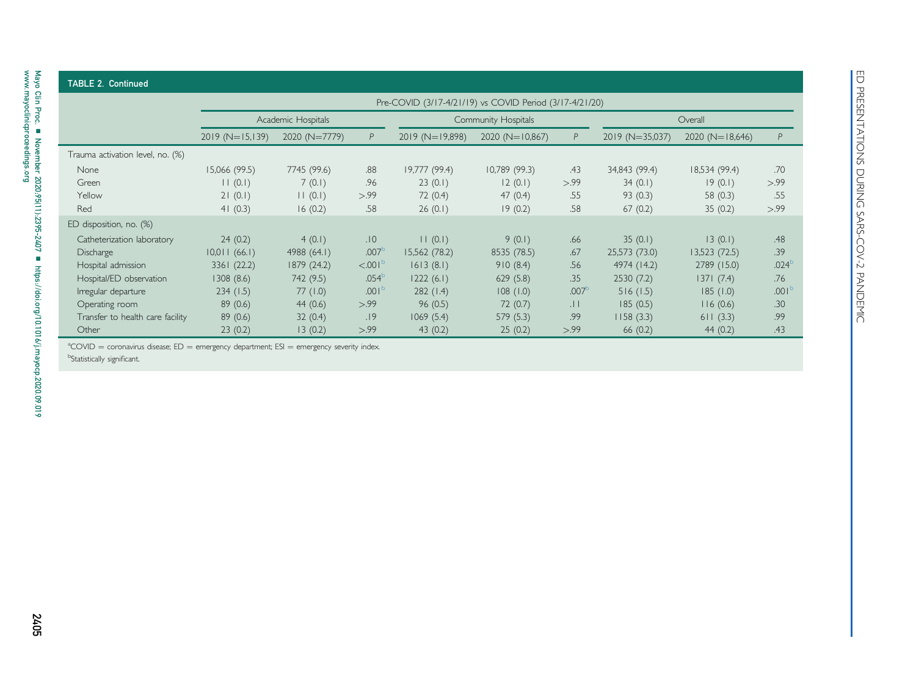**TABLE 2. Continued**

| | Pre-COVID (3/17-4/21/19) vs COVID Period (3/17-4/21/20) | | | | | | | | |
|---|---|---|---|---|---|---|---|---|---|
| | Academic Hospitals | | | Community Hospitals | | | Overall | | |
| | 2019 (N=15,139) | 2020 (N=7779) | *P* | 2019 (N=19,898) | 2020 (N=10,867) | *P* | 2019 (N=35,037) | 2020 (N=18,646) | *P* |
| Trauma activation level, no. (%) | | | | | | | | | |
| None | 15,066 (99.5) | 7745 (99.6) | .88 | 19,777 (99.4) | 10,789 (99.3) | .43 | 34,843 (99.4) | 18,534 (99.4) | .70 |
| Green | 11 (0.1) | 7 (0.1) | .96 | 23 (0.1) | 12 (0.1) | >.99 | 34 (0.1) | 19 (0.1) | >.99 |
| Yellow | 21 (0.1) | 11 (0.1) | >.99 | 72 (0.4) | 47 (0.4) | .55 | 93 (0.3) | 58 (0.3) | .55 |
| Red | 41 (0.3) | 16 (0.2) | .58 | 26 (0.1) | 19 (0.2) | .58 | 67 (0.2) | 35 (0.2) | >.99 |
| ED disposition, no. (%) | | | | | | | | | |
| Catheterization laboratory | 24 (0.2) | 4 (0.1) | .10 | 11 (0.1) | 9 (0.1) | .66 | 35 (0.1) | 13 (0.1) | .48 |
| Discharge | 10,011 (66.1) | 4988 (64.1) | .007[b] | 15,562 (78.2) | 8535 (78.5) | .67 | 25,573 (73.0) | 13,523 (72.5) | .39 |
| Hospital admission | 3361 (22.2) | 1879 (24.2) | <.001[b] | 1613 (8.1) | 910 (8.4) | .56 | 4974 (14.2) | 2789 (15.0) | .024[b] |
| Hospital/ED observation | 1308 (8.6) | 742 (9.5) | .054[b] | 1222 (6.1) | 629 (5.8) | .35 | 2530 (7.2) | 1371 (7.4) | .76 |
| Irregular departure | 234 (1.5) | 77 (1.0) | .001[b] | 282 (1.4) | 108 (1.0) | .007[b] | 516 (1.5) | 185 (1.0) | .001[b] |
| Operating room | 89 (0.6) | 44 (0.6) | >.99 | 96 (0.5) | 72 (0.7) | .11 | 185 (0.5) | 116 (0.6) | .30 |
| Transfer to health care facility | 89 (0.6) | 32 (0.4) | .19 | 1069 (5.4) | 579 (5.3) | .99 | 1158 (3.3) | 611 (3.3) | .99 |
| Other | 23 (0.2) | 13 (0.2) | >.99 | 43 (0.2) | 25 (0.2) | >.99 | 66 (0.2) | 44 (0.2) | .43 |

[a]COVID = coronavirus disease; ED = emergency department; ESI = emergency severity index.

[b]Statistically significant.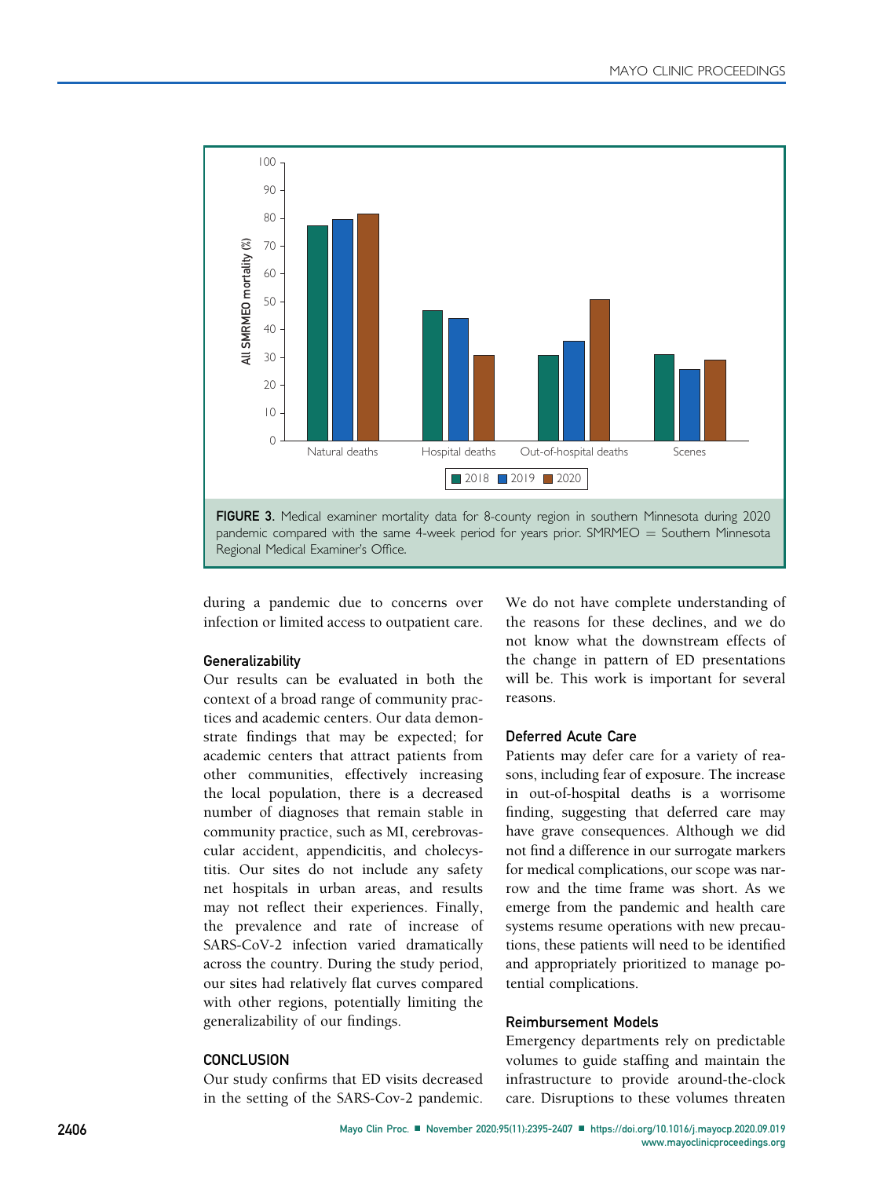FIGURE 3. Medical examiner mortality data for 8-county region in southern Minnesota during 2020 pandemic compared with the same 4-week period for years prior. SMRMEO = Southern Minnesota Regional Medical Examiner's Office.

during a pandemic due to concerns over infection or limited access to outpatient care.

### Generalizability

Our results can be evaluated in both the context of a broad range of community practices and academic centers. Our data demonstrate findings that may be expected; for academic centers that attract patients from other communities, effectively increasing the local population, there is a decreased number of diagnoses that remain stable in community practice, such as MI, cerebrovascular accident, appendicitis, and cholecystitis. Our sites do not include any safety net hospitals in urban areas, and results may not reflect their experiences. Finally, the prevalence and rate of increase of SARS-CoV-2 infection varied dramatically across the country. During the study period, our sites had relatively flat curves compared with other regions, potentially limiting the generalizability of our findings.

## CONCLUSION

Our study confirms that ED visits decreased in the setting of the SARS-Cov-2 pandemic. We do not have complete understanding of the reasons for these declines, and we do not know what the downstream effects of the change in pattern of ED presentations will be. This work is important for several reasons.

### Deferred Acute Care

Patients may defer care for a variety of reasons, including fear of exposure. The increase in out-of-hospital deaths is a worrisome finding, suggesting that deferred care may have grave consequences. Although we did not find a difference in our surrogate markers for medical complications, our scope was narrow and the time frame was short. As we emerge from the pandemic and health care systems resume operations with new precautions, these patients will need to be identified and appropriately prioritized to manage potential complications.

### Reimbursement Models

Emergency departments rely on predictable volumes to guide staffing and maintain the infrastructure to provide around-the-clock care. Disruptions to these volumes threaten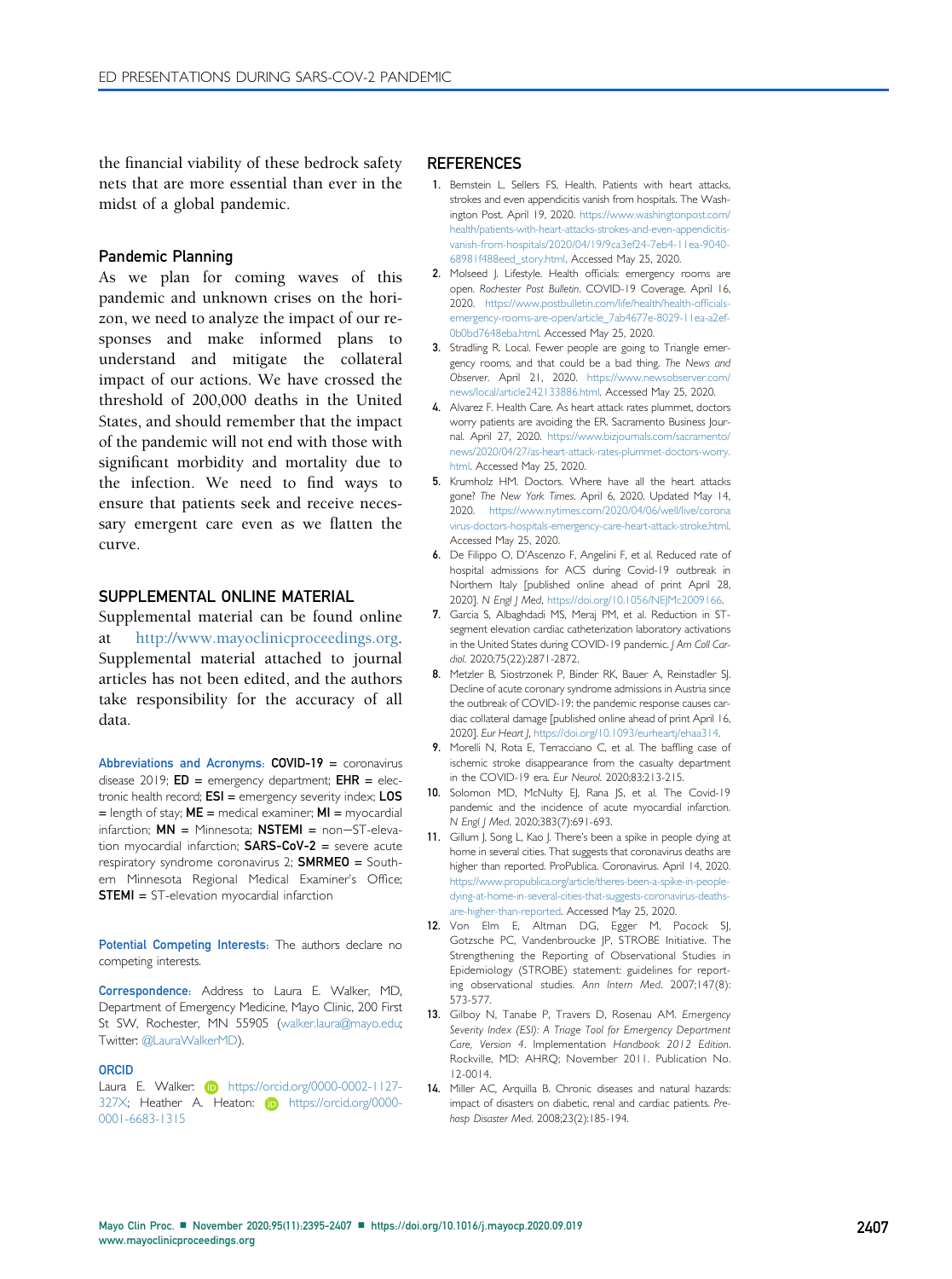the financial viability of these bedrock safety nets that are more essential than ever in the midst of a global pandemic.

### Pandemic Planning

As we plan for coming waves of this pandemic and unknown crises on the horizon, we need to analyze the impact of our responses and make informed plans to understand and mitigate the collateral impact of our actions. We have crossed the threshold of 200,000 deaths in the United States, and should remember that the impact of the pandemic will not end with those with significant morbidity and mortality due to the infection. We need to find ways to ensure that patients seek and receive necessary emergent care even as we flatten the curve.

## SUPPLEMENTAL ONLINE MATERIAL

Supplemental material can be found online at http://www.mayoclinicproceedings.org. Supplemental material attached to journal articles has not been edited, and the authors take responsibility for the accuracy of all data.

**Abbreviations and Acronyms:** **COVID-19** = coronavirus disease 2019; **ED** = emergency department; **EHR** = electronic health record; **ESI** = emergency severity index; **LOS** = length of stay; **ME** = medical examiner; **MI** = myocardial infarction; **MN** = Minnesota; **NSTEMI** = non−ST-elevation myocardial infarction; **SARS-CoV-2** = severe acute respiratory syndrome coronavirus 2; **SMRMEO** = Southern Minnesota Regional Medical Examiner's Office; **STEMI** = ST-elevation myocardial infarction

**Potential Competing Interests:** The authors declare no competing interests.

**Correspondence:** Address to Laura E. Walker, MD, Department of Emergency Medicine, Mayo Clinic, 200 First St SW, Rochester, MN 55905 (walker.laura@mayo.edu; Twitter: @LauraWalkerMD).

**ORCID**

Laura E. Walker: https://orcid.org/0000-0002-1127-327X; Heather A. Heaton: https://orcid.org/0000-0001-6683-1315

## REFERENCES

1. Bernstein L, Sellers FS, Health. Patients with heart attacks, strokes and even appendicitis vanish from hospitals. The Washington Post. April 19, 2020. https://www.washingtonpost.com/health/patients-with-heart-attacks-strokes-and-even-appendicitis-vanish-from-hospitals/2020/04/19/9ca3ef24-7eb4-11ea-9040-68981f488eed_story.html. Accessed May 25, 2020.
2. Molseed J. Lifestyle. Health officials: emergency rooms are open. *Rochester Post Bulletin*. COVID-19 Coverage. April 16, 2020. https://www.postbulletin.com/life/health/health-officials-emergency-rooms-are-open/article_7ab4677e-8029-11ea-a2ef-0b0bd7648eba.html. Accessed May 25, 2020.
3. Stradling R. Local. Fewer people are going to Triangle emergency rooms, and that could be a bad thing. *The News and Observer*. April 21, 2020. https://www.newsobserver.com/news/local/article242133886.html. Accessed May 25, 2020.
4. Alvarez F. Health Care. As heart attack rates plummet, doctors worry patients are avoiding the ER. Sacramento Business Journal. April 27, 2020. https://www.bizjournals.com/sacramento/news/2020/04/27/as-heart-attack-rates-plummet-doctors-worry.html. Accessed May 25, 2020.
5. Krumholz HM. Doctors. Where have all the heart attacks gone? *The New York Times*. April 6, 2020. Updated May 14, 2020. https://www.nytimes.com/2020/04/06/well/live/coronavirus-doctors-hospitals-emergency-care-heart-attack-stroke.html. Accessed May 25, 2020.
6. De Filippo O, D'Ascenzo F, Angelini F, et al. Reduced rate of hospital admissions for ACS during Covid-19 outbreak in Northern Italy [published online ahead of print April 28, 2020]. *N Engl J Med*, https://doi.org/10.1056/NEJMc2009166.
7. Garcia S, Albaghdadi MS, Meraj PM, et al. Reduction in ST-segment elevation cardiac catheterization laboratory activations in the United States during COVID-19 pandemic. *J Am Coll Cardiol.* 2020;75(22):2871-2872.
8. Metzler B, Siostrzonek P, Binder RK, Bauer A, Reinstadler SJ. Decline of acute coronary syndrome admissions in Austria since the outbreak of COVID-19: the pandemic response causes cardiac collateral damage [published online ahead of print April 16, 2020]. *Eur Heart J*, https://doi.org/10.1093/eurheartj/ehaa314.
9. Morelli N, Rota E, Terracciano C, et al. The baffling case of ischemic stroke disappearance from the casualty department in the COVID-19 era. *Eur Neurol.* 2020;83:213-215.
10. Solomon MD, McNulty EJ, Rana JS, et al. The Covid-19 pandemic and the incidence of acute myocardial infarction. *N Engl J Med.* 2020;383(7):691-693.
11. Gillum J, Song L, Kao J. There's been a spike in people dying at home in several cities. That suggests coronavirus deaths are higher than reported. ProPublica. Coronavirus. April 14, 2020. https://www.propublica.org/article/theres-been-a-spike-in-people-dying-at-home-in-several-cities-that-suggests-coronavirus-deaths-are-higher-than-reported. Accessed May 25, 2020.
12. Von Elm E, Altman DG, Egger M, Pocock SJ, Gotzsche PC, Vandenbroucke JP, STROBE Initiative. The Strengthening the Reporting of Observational Studies in Epidemiology (STROBE) statement: guidelines for reporting observational studies. *Ann Intern Med.* 2007;147(8):573-577.
13. Gilboy N, Tanabe P, Travers D, Rosenau AM. *Emergency Severity Index (ESI): A Triage Tool for Emergency Department Care, Version 4*. Implementation *Handbook 2012 Edition*. Rockville, MD: AHRQ; November 2011. Publication No. 12-0014.
14. Miller AC, Arquilla B. Chronic diseases and natural hazards: impact of disasters on diabetic, renal and cardiac patients. *Prehosp Disaster Med.* 2008;23(2):185-194.